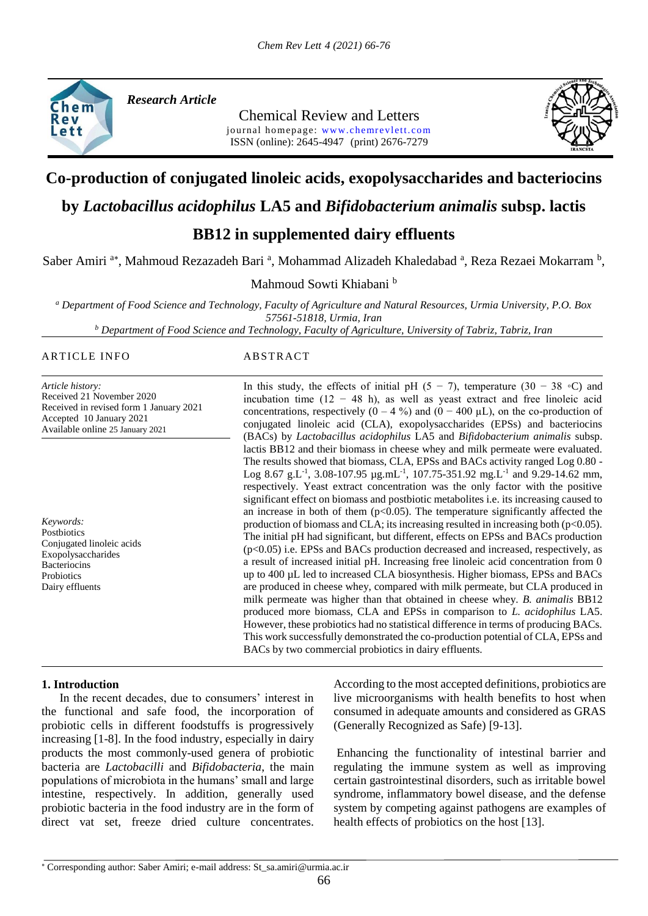*Research Article*

Chemical Review and Letters

journal homepage: www.chemrevlett.com

ISSN (online): 2645-4947 (print) 2676-7279

# Co-production of conjugated linoleic acids, exopolysaccharides and bacteriocins by *Lactobacillus acidophilus* LA5 and *Bifidobacterium animalis* subsp. lactis BB12 in supplemented dairy effluents

Saber Amiri [a]*, Mahmoud Rezazadeh Bari [a], Mohammad Alizadeh Khaledabad [a], Reza Rezaei Mokarram [b], Mahmoud Sowti Khiabani [b]

[a] Department of Food Science and Technology, Faculty of Agriculture and Natural Resources, Urmia University, P.O. Box 57561-51818, Urmia, Iran

[b] Department of Food Science and Technology, Faculty of Agriculture, University of Tabriz, Tabriz, Iran

## ARTICLE INFO

*Article history:*
Received 21 November 2020
Received in revised form 1 January 2021
Accepted 10 January 2021
Available online 25 January 2021

*Keywords:*
Postbiotics
Conjugated linoleic acids
Exopolysaccharides
Bacteriocins
Probiotics
Dairy effluents

## ABSTRACT

In this study, the effects of initial pH (5 − 7), temperature (30 − 38 ◦C) and incubation time (12 − 48 h), as well as yeast extract and free linoleic acid concentrations, respectively (0 – 4 %) and (0 − 400 μL), on the co-production of conjugated linoleic acid (CLA), exopolysaccharides (EPSs) and bacteriocins (BACs) by *Lactobacillus acidophilus* LA5 and *Bifidobacterium animalis* subsp. lactis BB12 and their biomass in cheese whey and milk permeate were evaluated. The results showed that biomass, CLA, EPSs and BACs activity ranged Log 0.80 - Log 8.67 g.L$^{-1}$, 3.08-107.95 µg.mL$^{-1}$, 107.75-351.92 mg.L$^{-1}$ and 9.29-14.62 mm, respectively. Yeast extract concentration was the only factor with the positive significant effect on biomass and postbiotic metabolites i.e. its increasing caused to an increase in both of them ($p<0.05$). The temperature significantly affected the production of biomass and CLA; its increasing resulted in increasing both ($p<0.05$). The initial pH had significant, but different, effects on EPSs and BACs production ($p<0.05$) i.e. EPSs and BACs production decreased and increased, respectively, as a result of increased initial pH. Increasing free linoleic acid concentration from 0 up to 400 µL led to increased CLA biosynthesis. Higher biomass, EPSs and BACs are produced in cheese whey, compared with milk permeate, but CLA produced in milk permeate was higher than that obtained in cheese whey. *B. animalis* BB12 produced more biomass, CLA and EPSs in comparison to *L. acidophilus* LA5. However, these probiotics had no statistical difference in terms of producing BACs. This work successfully demonstrated the co-production potential of CLA, EPSs and BACs by two commercial probiotics in dairy effluents.

## 1. Introduction

In the recent decades, due to consumers' interest in the functional and safe food, the incorporation of probiotic cells in different foodstuffs is progressively increasing [1-8]. In the food industry, especially in dairy products the most commonly-used genera of probiotic bacteria are *Lactobacilli* and *Bifidobacteria*, the main populations of microbiota in the humans' small and large intestine, respectively. In addition, generally used probiotic bacteria in the food industry are in the form of direct vat set, freeze dried culture concentrates. According to the most accepted definitions, probiotics are live microorganisms with health benefits to host when consumed in adequate amounts and considered as GRAS (Generally Recognized as Safe) [9-13].

Enhancing the functionality of intestinal barrier and regulating the immune system as well as improving certain gastrointestinal disorders, such as irritable bowel syndrome, inflammatory bowel disease, and the defense system by competing against pathogens are examples of health effects of probiotics on the host [13].

* Corresponding author: Saber Amiri; e-mail address: St_sa.amiri@urmia.ac.ir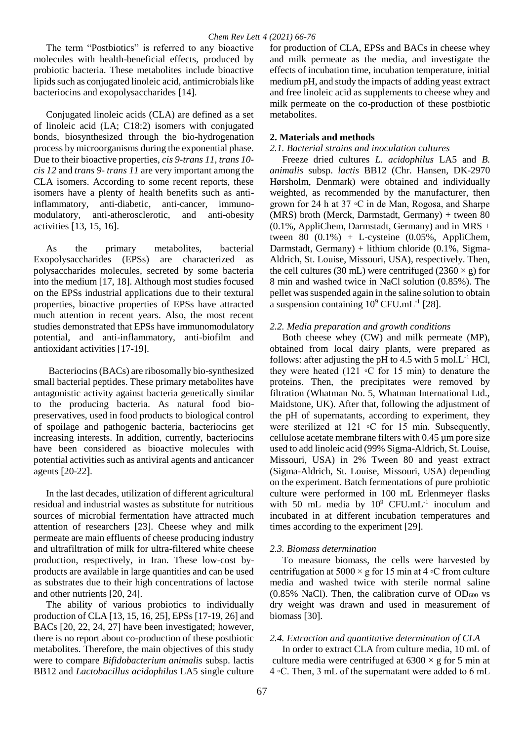The term "Postbiotics" is referred to any bioactive molecules with health-beneficial effects, produced by probiotic bacteria. These metabolites include bioactive lipids such as conjugated linoleic acid, antimicrobials like bacteriocins and exopolysaccharides [14].

Conjugated linoleic acids (CLA) are defined as a set of linoleic acid (LA; C18:2) isomers with conjugated bonds, biosynthesized through the bio-hydrogenation process by microorganisms during the exponential phase. Due to their bioactive properties, *cis 9-trans 11*, *trans 10-cis 12* and *trans 9- trans 11* are very important among the CLA isomers. According to some recent reports, these isomers have a plenty of health benefits such as anti-inflammatory, anti-diabetic, anti-cancer, immuno-modulatory, anti-atherosclerotic, and anti-obesity activities [13, 15, 16].

As the primary metabolites, bacterial Exopolysaccharides (EPSs) are characterized as polysaccharides molecules, secreted by some bacteria into the medium [17, 18]. Although most studies focused on the EPSs industrial applications due to their textural properties, bioactive properties of EPSs have attracted much attention in recent years. Also, the most recent studies demonstrated that EPSs have immunomodulatory potential, and anti-inflammatory, anti-biofilm and antioxidant activities [17-19].

Bacteriocins (BACs) are ribosomally bio-synthesized small bacterial peptides. These primary metabolites have antagonistic activity against bacteria genetically similar to the producing bacteria. As natural food bio-preservatives, used in food products to biological control of spoilage and pathogenic bacteria, bacteriocins get increasing interests. In addition, currently, bacteriocins have been considered as bioactive molecules with potential activities such as antiviral agents and anticancer agents [20-22].

In the last decades, utilization of different agricultural residual and industrial wastes as substitute for nutritious sources of microbial fermentation have attracted much attention of researchers [23]. Cheese whey and milk permeate are main effluents of cheese producing industry and ultrafiltration of milk for ultra-filtered white cheese production, respectively, in Iran. These low-cost by-products are available in large quantities and can be used as substrates due to their high concentrations of lactose and other nutrients [20, 24].

The ability of various probiotics to individually production of CLA [13, 15, 16, 25], EPSs [17-19, 26] and BACs [20, 22, 24, 27] have been investigated; however, there is no report about co-production of these postbiotic metabolites. Therefore, the main objectives of this study were to compare *Bifidobacterium animalis* subsp. lactis BB12 and *Lactobacillus acidophilus* LA5 single culture for production of CLA, EPSs and BACs in cheese whey and milk permeate as the media, and investigate the effects of incubation time, incubation temperature, initial medium pH, and study the impacts of adding yeast extract and free linoleic acid as supplements to cheese whey and milk permeate on the co-production of these postbiotic metabolites.

## 2. Materials and methods

### *2.1. Bacterial strains and inoculation cultures*

Freeze dried cultures *L. acidophilus* LA5 and *B. animalis* subsp. *lactis* BB12 (Chr. Hansen, DK-2970 Hørsholm, Denmark) were obtained and individually weighted, as recommended by the manufacturer, then grown for 24 h at 37 ◦C in de Man, Rogosa, and Sharpe (MRS) broth (Merck, Darmstadt, Germany) + tween 80 (0.1%, AppliChem, Darmstadt, Germany) and in MRS + tween 80 (0.1%) + L-cysteine (0.05%, AppliChem, Darmstadt, Germany) + lithium chloride (0.1%, Sigma-Aldrich, St. Louise, Missouri, USA), respectively. Then, the cell cultures (30 mL) were centrifuged ($2360 \times g$) for 8 min and washed twice in NaCl solution (0.85%). The pellet was suspended again in the saline solution to obtain a suspension containing $10^9$ CFU.mL$^{-1}$ [28].

### *2.2. Media preparation and growth conditions*

Both cheese whey (CW) and milk permeate (MP), obtained from local dairy plants, were prepared as follows: after adjusting the pH to 4.5 with 5 mol.L$^{-1}$ HCl, they were heated (121 ◦C for 15 min) to denature the proteins. Then, the precipitates were removed by filtration (Whatman No. 5, Whatman International Ltd., Maidstone, UK). After that, following the adjustment of the pH of supernatants, according to experiment, they were sterilized at 121 ◦C for 15 min. Subsequently, cellulose acetate membrane filters with 0.45 µm pore size used to add linoleic acid (99% Sigma-Aldrich, St. Louise, Missouri, USA) in 2% Tween 80 and yeast extract (Sigma-Aldrich, St. Louise, Missouri, USA) depending on the experiment. Batch fermentations of pure probiotic culture were performed in 100 mL Erlenmeyer flasks with 50 mL media by $10^9$ CFU.mL$^{-1}$ inoculum and incubated in at different incubation temperatures and times according to the experiment [29].

### *2.3. Biomass determination*

To measure biomass, the cells were harvested by centrifugation at $5000 \times g$ for 15 min at 4 ◦C from culture media and washed twice with sterile normal saline (0.85% NaCl). Then, the calibration curve of $OD_{600}$ vs dry weight was drawn and used in measurement of biomass [30].

### *2.4. Extraction and quantitative determination of CLA*

In order to extract CLA from culture media, 10 mL of culture media were centrifuged at $6300 \times g$ for 5 min at 4 ◦C. Then, 3 mL of the supernatant were added to 6 mL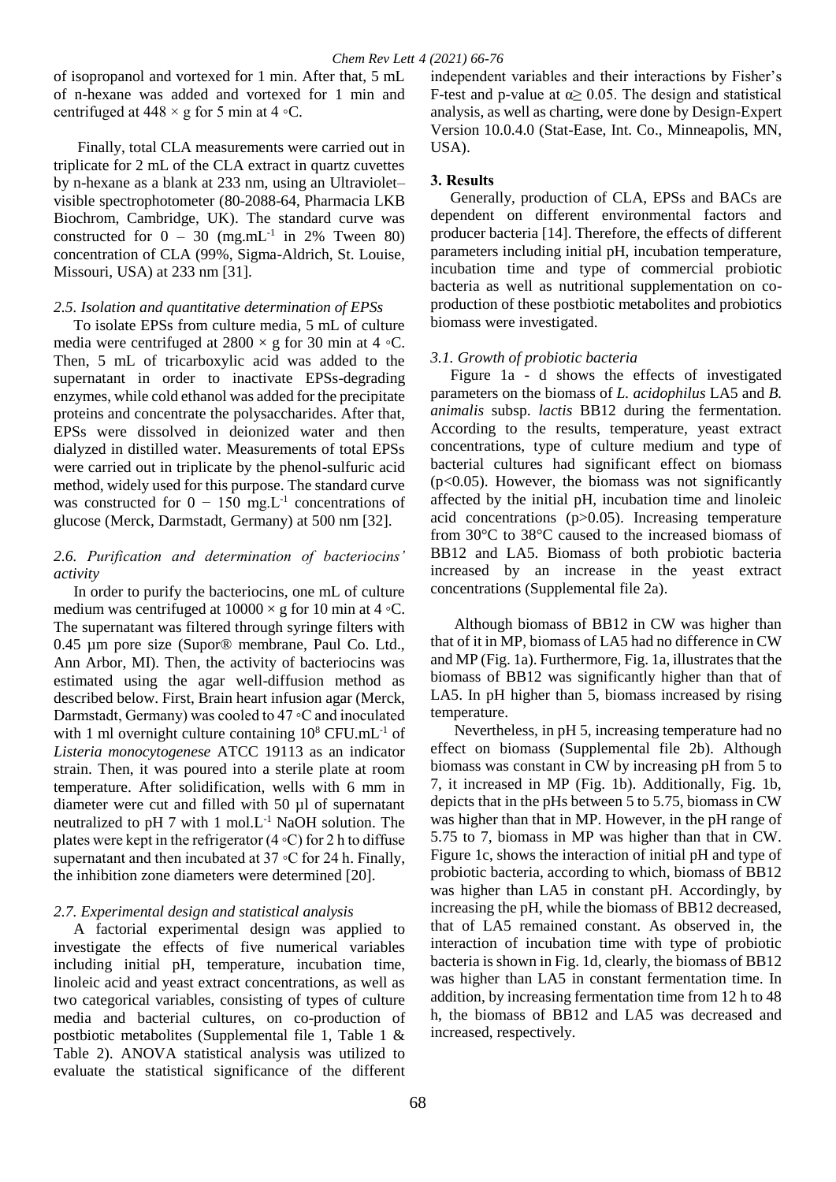of isopropanol and vortexed for 1 min. After that, 5 mL of n-hexane was added and vortexed for 1 min and centrifuged at 448 × g for 5 min at 4 ◦C.

Finally, total CLA measurements were carried out in triplicate for 2 mL of the CLA extract in quartz cuvettes by n-hexane as a blank at 233 nm, using an Ultraviolet–visible spectrophotometer (80-2088-64, Pharmacia LKB Biochrom, Cambridge, UK). The standard curve was constructed for 0 – 30 ($mg.mL^{-1}$ in 2% Tween 80) concentration of CLA (99%, Sigma-Aldrich, St. Louise, Missouri, USA) at 233 nm [31].

### 2.5. Isolation and quantitative determination of EPSs

To isolate EPSs from culture media, 5 mL of culture media were centrifuged at 2800 × g for 30 min at 4 ◦C. Then, 5 mL of tricarboxylic acid was added to the supernatant in order to inactivate EPSs-degrading enzymes, while cold ethanol was added for the precipitate proteins and concentrate the polysaccharides. After that, EPSs were dissolved in deionized water and then dialyzed in distilled water. Measurements of total EPSs were carried out in triplicate by the phenol-sulfuric acid method, widely used for this purpose. The standard curve was constructed for 0 − 150 $mg.L^{-1}$ concentrations of glucose (Merck, Darmstadt, Germany) at 500 nm [32].

### 2.6. Purification and determination of bacteriocins' activity

In order to purify the bacteriocins, one mL of culture medium was centrifuged at 10000 × g for 10 min at 4 ◦C. The supernatant was filtered through syringe filters with 0.45 µm pore size (Supor® membrane, Paul Co. Ltd., Ann Arbor, MI). Then, the activity of bacteriocins was estimated using the agar well-diffusion method as described below. First, Brain heart infusion agar (Merck, Darmstadt, Germany) was cooled to 47 ◦C and inoculated with 1 ml overnight culture containing $10^8$ $CFU.mL^{-1}$ of *Listeria monocytogenese* ATCC 19113 as an indicator strain. Then, it was poured into a sterile plate at room temperature. After solidification, wells with 6 mm in diameter were cut and filled with 50 µl of supernatant neutralized to pH 7 with 1 $mol.L^{-1}$ NaOH solution. The plates were kept in the refrigerator (4 ◦C) for 2 h to diffuse supernatant and then incubated at 37 ◦C for 24 h. Finally, the inhibition zone diameters were determined [20].

### 2.7. Experimental design and statistical analysis

A factorial experimental design was applied to investigate the effects of five numerical variables including initial pH, temperature, incubation time, linoleic acid and yeast extract concentrations, as well as two categorical variables, consisting of types of culture media and bacterial cultures, on co-production of postbiotic metabolites (Supplemental file 1, Table 1 & Table 2). ANOVA statistical analysis was utilized to evaluate the statistical significance of the different independent variables and their interactions by Fisher's F-test and p-value at $\alpha \geq 0.05$. The design and statistical analysis, as well as charting, were done by Design-Expert Version 10.0.4.0 (Stat-Ease, Int. Co., Minneapolis, MN, USA).

## 3. Results

Generally, production of CLA, EPSs and BACs are dependent on different environmental factors and producer bacteria [14]. Therefore, the effects of different parameters including initial pH, incubation temperature, incubation time and type of commercial probiotic bacteria as well as nutritional supplementation on co-production of these postbiotic metabolites and probiotics biomass were investigated.

### 3.1. Growth of probiotic bacteria

Figure 1a - d shows the effects of investigated parameters on the biomass of *L. acidophilus* LA5 and *B. animalis* subsp. *lactis* BB12 during the fermentation. According to the results, temperature, yeast extract concentrations, type of culture medium and type of bacterial cultures had significant effect on biomass ($p<0.05$). However, the biomass was not significantly affected by the initial pH, incubation time and linoleic acid concentrations ($p>0.05$). Increasing temperature from 30°C to 38°C caused to the increased biomass of BB12 and LA5. Biomass of both probiotic bacteria increased by an increase in the yeast extract concentrations (Supplemental file 2a).

Although biomass of BB12 in CW was higher than that of it in MP, biomass of LA5 had no difference in CW and MP (Fig. 1a). Furthermore, Fig. 1a, illustrates that the biomass of BB12 was significantly higher than that of LA5. In pH higher than 5, biomass increased by rising temperature.

Nevertheless, in pH 5, increasing temperature had no effect on biomass (Supplemental file 2b). Although biomass was constant in CW by increasing pH from 5 to 7, it increased in MP (Fig. 1b). Additionally, Fig. 1b, depicts that in the pHs between 5 to 5.75, biomass in CW was higher than that in MP. However, in the pH range of 5.75 to 7, biomass in MP was higher than that in CW. Figure 1c, shows the interaction of initial pH and type of probiotic bacteria, according to which, biomass of BB12 was higher than LA5 in constant pH. Accordingly, by increasing the pH, while the biomass of BB12 decreased, that of LA5 remained constant. As observed in, the interaction of incubation time with type of probiotic bacteria is shown in Fig. 1d, clearly, the biomass of BB12 was higher than LA5 in constant fermentation time. In addition, by increasing fermentation time from 12 h to 48 h, the biomass of BB12 and LA5 was decreased and increased, respectively.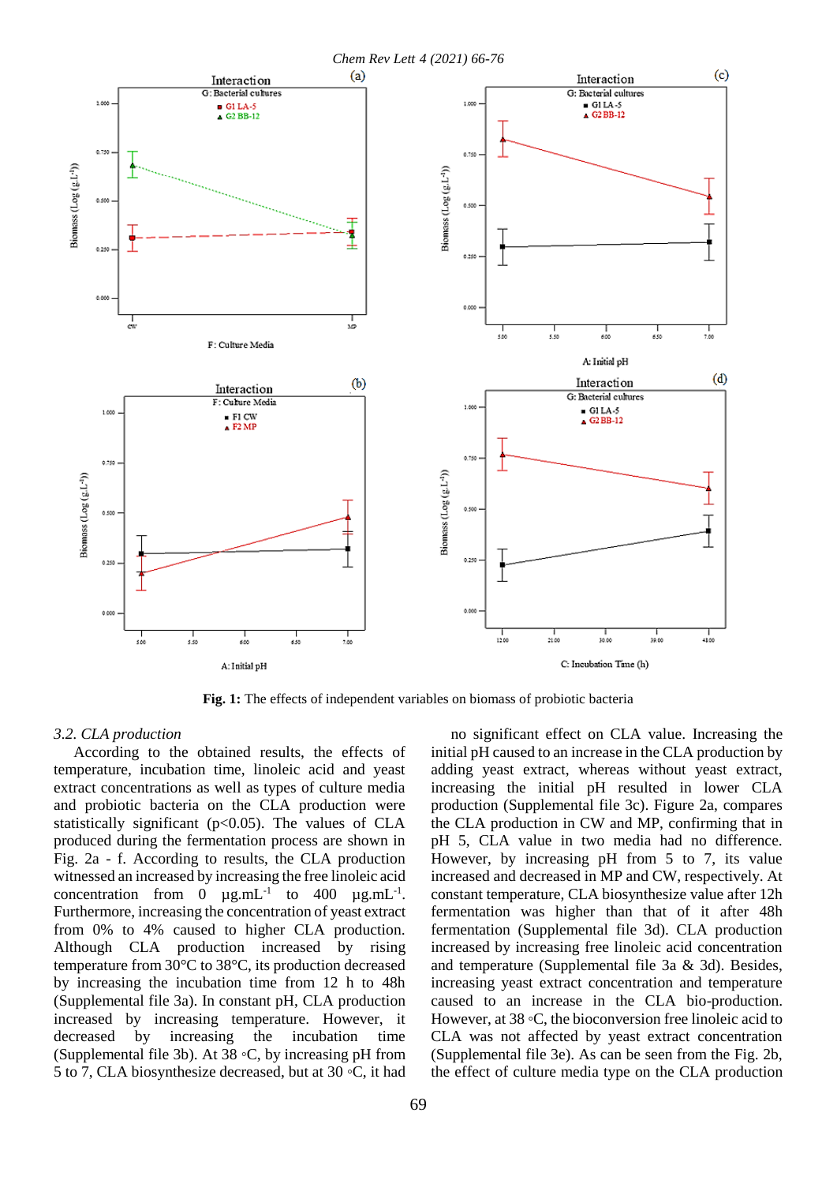**Fig. 1:** The effects of independent variables on biomass of probiotic bacteria

*3.2. CLA production*

According to the obtained results, the effects of temperature, incubation time, linoleic acid and yeast extract concentrations as well as types of culture media and probiotic bacteria on the CLA production were statistically significant ($p<0.05$). The values of CLA produced during the fermentation process are shown in Fig. 2a - f. According to results, the CLA production witnessed an increased by increasing the free linoleic acid concentration from 0 $\mu g.mL^{-1}$ to 400 $\mu g.mL^{-1}$. Furthermore, increasing the concentration of yeast extract from 0% to 4% caused to higher CLA production. Although CLA production increased by rising temperature from 30°C to 38°C, its production decreased by increasing the incubation time from 12 h to 48h (Supplemental file 3a). In constant pH, CLA production increased by increasing temperature. However, it decreased by increasing the incubation time (Supplemental file 3b). At 38 ◦C, by increasing pH from 5 to 7, CLA biosynthesize decreased, but at 30 ◦C, it had no significant effect on CLA value. Increasing the initial pH caused to an increase in the CLA production by adding yeast extract, whereas without yeast extract, increasing the initial pH resulted in lower CLA production (Supplemental file 3c). Figure 2a, compares the CLA production in CW and MP, confirming that in pH 5, CLA value in two media had no difference. However, by increasing pH from 5 to 7, its value increased and decreased in MP and CW, respectively. At constant temperature, CLA biosynthesize value after 12h fermentation was higher than that of after 48h fermentation (Supplemental file 3d). CLA production increased by increasing free linoleic acid concentration and temperature (Supplemental file 3a & 3d). Besides, increasing yeast extract concentration and temperature caused to an increase in the CLA bio-production. However, at 38 ◦C, the bioconversion free linoleic acid to CLA was not affected by yeast extract concentration (Supplemental file 3e). As can be seen from the Fig. 2b, the effect of culture media type on the CLA production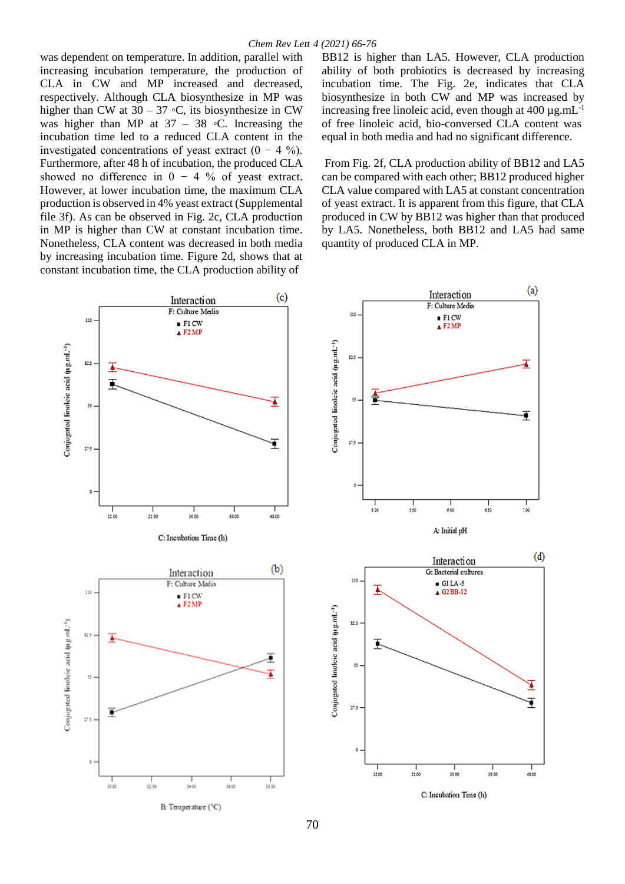was dependent on temperature. In addition, parallel with increasing incubation temperature, the production of CLA in CW and MP increased and decreased, respectively. Although CLA biosynthesize in MP was higher than CW at 30 – 37 ◦C, its biosynthesize in CW was higher than MP at 37 – 38 ◦C. Increasing the incubation time led to a reduced CLA content in the investigated concentrations of yeast extract (0 − 4 %). Furthermore, after 48 h of incubation, the produced CLA showed no difference in 0 − 4 % of yeast extract. However, at lower incubation time, the maximum CLA production is observed in 4% yeast extract (Supplemental file 3f). As can be observed in Fig. 2c, CLA production in MP is higher than CW at constant incubation time. Nonetheless, CLA content was decreased in both media by increasing incubation time. Figure 2d, shows that at constant incubation time, the CLA production ability of BB12 is higher than LA5. However, CLA production ability of both probiotics is decreased by increasing incubation time. The Fig. 2e, indicates that CLA biosynthesize in both CW and MP was increased by increasing free linoleic acid, even though at 400 µg.mL$^{-1}$ of free linoleic acid, bio-converted CLA content was equal in both media and had no significant difference.

From Fig. 2f, CLA production ability of BB12 and LA5 can be compared with each other; BB12 produced higher CLA value compared with LA5 at constant concentration of yeast extract. It is apparent from this figure, that CLA produced in CW by BB12 was higher than that produced by LA5. Nonetheless, both BB12 and LA5 had same quantity of produced CLA in MP.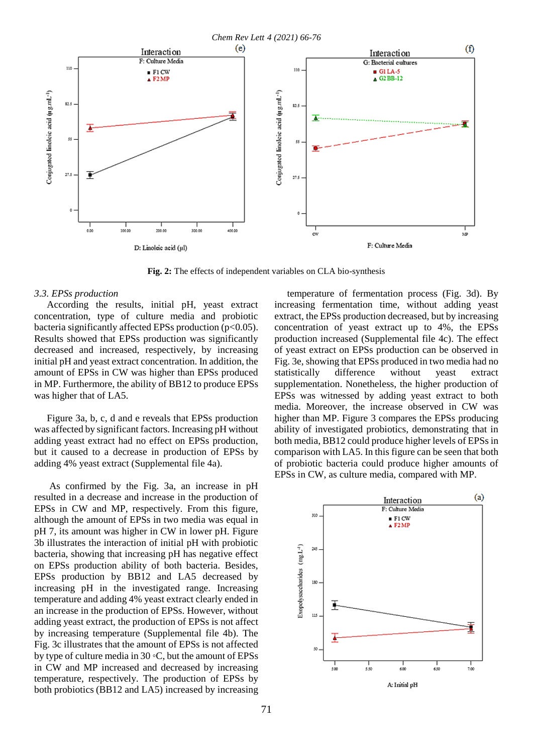Fig. 2: The effects of independent variables on CLA bio-synthesis

### 3.3. EPSs production

According the results, initial pH, yeast extract concentration, type of culture media and probiotic bacteria significantly affected EPSs production ($p<0.05$). Results showed that EPSs production was significantly decreased and increased, respectively, by increasing initial pH and yeast extract concentration. In addition, the amount of EPSs in CW was higher than EPSs produced in MP. Furthermore, the ability of BB12 to produce EPSs was higher that of LA5.

Figure 3a, b, c, d and e reveals that EPSs production was affected by significant factors. Increasing pH without adding yeast extract had no effect on EPSs production, but it caused to a decrease in production of EPSs by adding 4% yeast extract (Supplemental file 4a).

As confirmed by the Fig. 3a, an increase in pH resulted in a decrease and increase in the production of EPSs in CW and MP, respectively. From this figure, although the amount of EPSs in two media was equal in pH 7, its amount was higher in CW in lower pH. Figure 3b illustrates the interaction of initial pH with probiotic bacteria, showing that increasing pH has negative effect on EPSs production ability of both bacteria. Besides, EPSs production by BB12 and LA5 decreased by increasing pH in the investigated range. Increasing temperature and adding 4% yeast extract clearly ended in an increase in the production of EPSs. However, without adding yeast extract, the production of EPSs is not affect by increasing temperature (Supplemental file 4b). The Fig. 3c illustrates that the amount of EPSs is not affected by type of culture media in 30 ◦C, but the amount of EPSs in CW and MP increased and decreased by increasing temperature, respectively. The production of EPSs by both probiotics (BB12 and LA5) increased by increasing temperature of fermentation process (Fig. 3d). By increasing fermentation time, without adding yeast extract, the EPSs production decreased, but by increasing concentration of yeast extract up to 4%, the EPSs production increased (Supplemental file 4c). The effect of yeast extract on EPSs production can be observed in Fig. 3e, showing that EPSs produced in two media had no statistically difference without yeast extract supplementation. Nonetheless, the higher production of EPSs was witnessed by adding yeast extract to both media. Moreover, the increase observed in CW was higher than MP. Figure 3 compares the EPSs producing ability of investigated probiotics, demonstrating that in both media, BB12 could produce higher levels of EPSs in comparison with LA5. In this figure can be seen that both of probiotic bacteria could produce higher amounts of EPSs in CW, as culture media, compared with MP.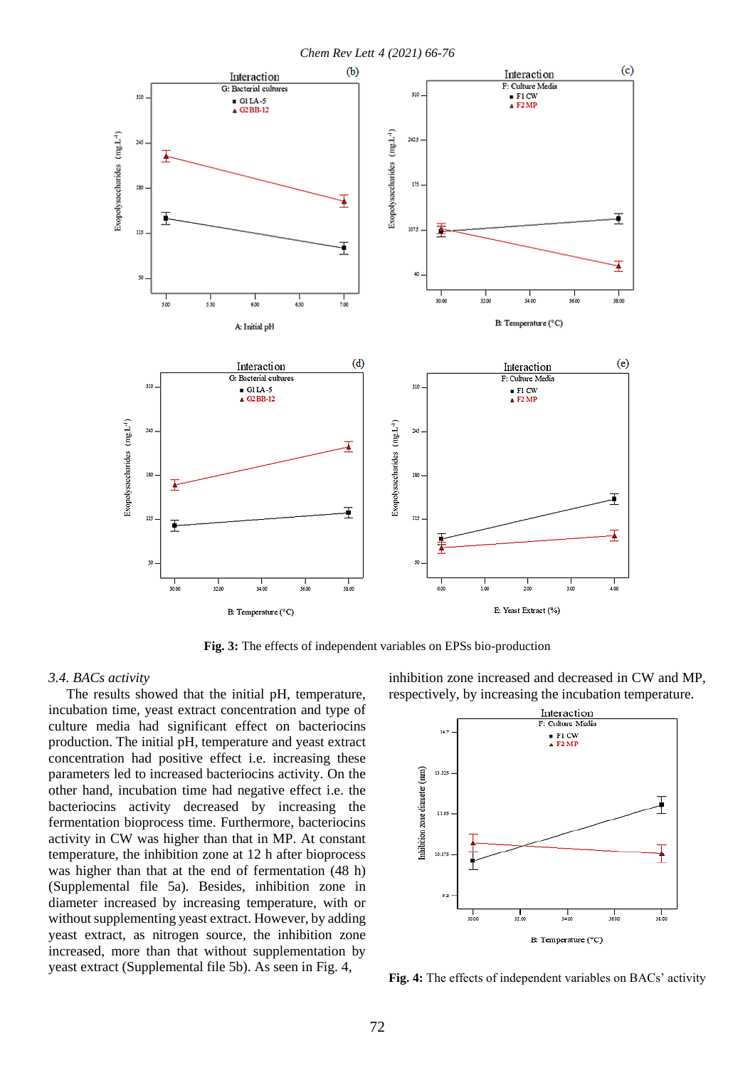**Fig. 3:** The effects of independent variables on EPSs bio-production

### *3.4. BACs activity*

The results showed that the initial pH, temperature, incubation time, yeast extract concentration and type of culture media had significant effect on bacteriocins production. The initial pH, temperature and yeast extract concentration had positive effect i.e. increasing these parameters led to increased bacteriocins activity. On the other hand, incubation time had negative effect i.e. the bacteriocins activity decreased by increasing the fermentation bioprocess time. Furthermore, bacteriocins activity in CW was higher than that in MP. At constant temperature, the inhibition zone at 12 h after bioprocess was higher than that at the end of fermentation (48 h) (Supplemental file 5a). Besides, inhibition zone in diameter increased by increasing temperature, with or without supplementing yeast extract. However, by adding yeast extract, as nitrogen source, the inhibition zone increased, more than that without supplementation by yeast extract (Supplemental file 5b). As seen in Fig. 4, inhibition zone increased and decreased in CW and MP, respectively, by increasing the incubation temperature.

**Fig. 4:** The effects of independent variables on BACs' activity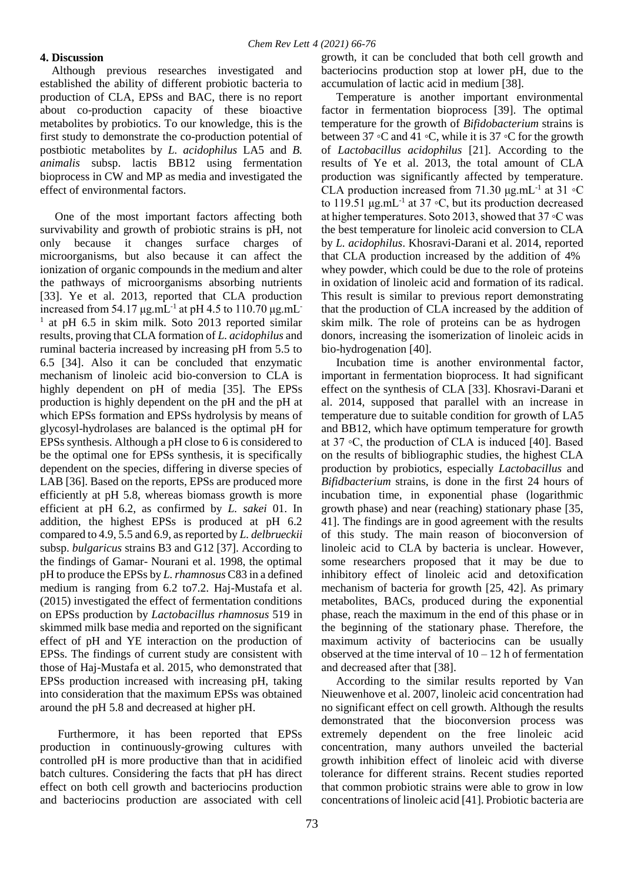## 4. Discussion

Although previous researches investigated and established the ability of different probiotic bacteria to production of CLA, EPSs and BAC, there is no report about co-production capacity of these bioactive metabolites by probiotics. To our knowledge, this is the first study to demonstrate the co-production potential of postbiotic metabolites by *L. acidophilus* LA5 and *B. animalis* subsp. lactis BB12 using fermentation bioprocess in CW and MP as media and investigated the effect of environmental factors.

One of the most important factors affecting both survivability and growth of probiotic strains is pH, not only because it changes surface charges of microorganisms, but also because it can affect the ionization of organic compounds in the medium and alter the pathways of microorganisms absorbing nutrients [33]. Ye et al. 2013, reported that CLA production increased from 54.17 μg.mL$^{-1}$ at pH 4.5 to 110.70 μg.mL$^{-1}$ at pH 6.5 in skim milk. Soto 2013 reported similar results, proving that CLA formation of *L. acidophilus* and ruminal bacteria increased by increasing pH from 5.5 to 6.5 [34]. Also it can be concluded that enzymatic mechanism of linoleic acid bio-conversion to CLA is highly dependent on pH of media [35]. The EPSs production is highly dependent on the pH and the pH at which EPSs formation and EPSs hydrolysis by means of glycosyl-hydrolases are balanced is the optimal pH for EPSs synthesis. Although a pH close to 6 is considered to be the optimal one for EPSs synthesis, it is specifically dependent on the species, differing in diverse species of LAB [36]. Based on the reports, EPSs are produced more efficiently at pH 5.8, whereas biomass growth is more efficient at pH 6.2, as confirmed by *L. sakei* 01. In addition, the highest EPSs is produced at pH 6.2 compared to 4.9, 5.5 and 6.9, as reported by *L. delbrueckii* subsp. *bulgaricus* strains B3 and G12 [37]. According to the findings of Gamar- Nourani et al. 1998, the optimal pH to produce the EPSs by *L. rhamnosus* C83 in a defined medium is ranging from 6.2 to7.2. Haj-Mustafa et al. (2015) investigated the effect of fermentation conditions on EPSs production by *Lactobacillus rhamnosus* 519 in skimmed milk base media and reported on the significant effect of pH and YE interaction on the production of EPSs. The findings of current study are consistent with those of Haj-Mustafa et al. 2015, who demonstrated that EPSs production increased with increasing pH, taking into consideration that the maximum EPSs was obtained around the pH 5.8 and decreased at higher pH.

Furthermore, it has been reported that EPSs production in continuously-growing cultures with controlled pH is more productive than that in acidified batch cultures. Considering the facts that pH has direct effect on both cell growth and bacteriocins production and bacteriocins production are associated with cell growth, it can be concluded that both cell growth and bacteriocins production stop at lower pH, due to the accumulation of lactic acid in medium [38].

Temperature is another important environmental factor in fermentation bioprocess [39]. The optimal temperature for the growth of *Bifidobacterium* strains is between 37 ◦C and 41 ◦C, while it is 37 ◦C for the growth of *Lactobacillus acidophilus* [21]. According to the results of Ye et al. 2013, the total amount of CLA production was significantly affected by temperature. CLA production increased from 71.30 μg.mL$^{-1}$ at 31 ◦C to 119.51 μg.mL$^{-1}$ at 37 ◦C, but its production decreased at higher temperatures. Soto 2013, showed that 37 ◦C was the best temperature for linoleic acid conversion to CLA by *L. acidophilus*. Khosravi-Darani et al. 2014, reported that CLA production increased by the addition of 4% whey powder, which could be due to the role of proteins in oxidation of linoleic acid and formation of its radical. This result is similar to previous report demonstrating that the production of CLA increased by the addition of skim milk. The role of proteins can be as hydrogen donors, increasing the isomerization of linoleic acids in bio-hydrogenation [40].

Incubation time is another environmental factor, important in fermentation bioprocess. It had significant effect on the synthesis of CLA [33]. Khosravi-Darani et al. 2014, supposed that parallel with an increase in temperature due to suitable condition for growth of LA5 and BB12, which have optimum temperature for growth at 37 ◦C, the production of CLA is induced [40]. Based on the results of bibliographic studies, the highest CLA production by probiotics, especially *Lactobacillus* and *Bifidbacterium* strains, is done in the first 24 hours of incubation time, in exponential phase (logarithmic growth phase) and near (reaching) stationary phase [35, 41]. The findings are in good agreement with the results of this study. The main reason of bioconversion of linoleic acid to CLA by bacteria is unclear. However, some researchers proposed that it may be due to inhibitory effect of linoleic acid and detoxification mechanism of bacteria for growth [25, 42]. As primary metabolites, BACs, produced during the exponential phase, reach the maximum in the end of this phase or in the beginning of the stationary phase. Therefore, the maximum activity of bacteriocins can be usually observed at the time interval of 10 – 12 h of fermentation and decreased after that [38].

According to the similar results reported by Van Nieuwenhove et al. 2007, linoleic acid concentration had no significant effect on cell growth. Although the results demonstrated that the bioconversion process was extremely dependent on the free linoleic acid concentration, many authors unveiled the bacterial growth inhibition effect of linoleic acid with diverse tolerance for different strains. Recent studies reported that common probiotic strains were able to grow in low concentrations of linoleic acid [41]. Probiotic bacteria are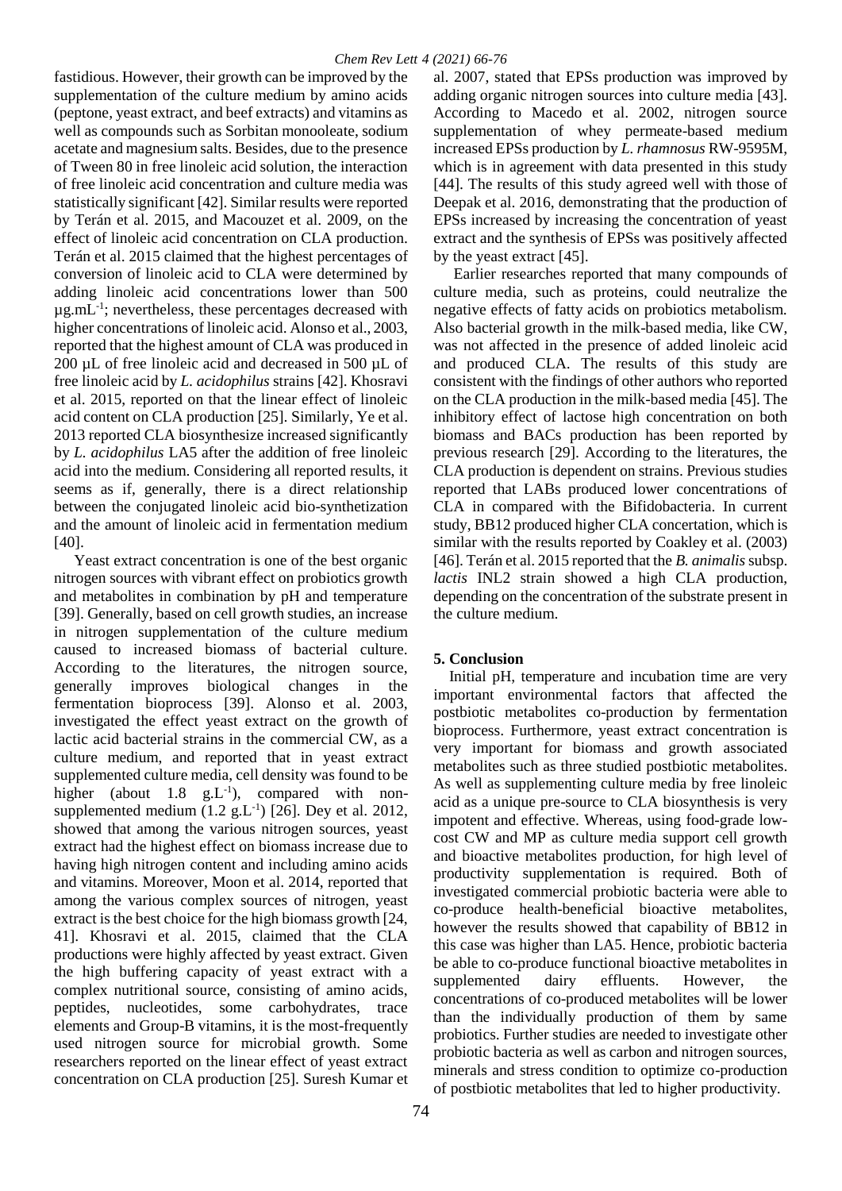fastidious. However, their growth can be improved by the supplementation of the culture medium by amino acids (peptone, yeast extract, and beef extracts) and vitamins as well as compounds such as Sorbitan monooleate, sodium acetate and magnesium salts. Besides, due to the presence of Tween 80 in free linoleic acid solution, the interaction of free linoleic acid concentration and culture media was statistically significant [42]. Similar results were reported by Terán et al. 2015, and Macouzet et al. 2009, on the effect of linoleic acid concentration on CLA production. Terán et al. 2015 claimed that the highest percentages of conversion of linoleic acid to CLA were determined by adding linoleic acid concentrations lower than 500 µg.mL$^{-1}$; nevertheless, these percentages decreased with higher concentrations of linoleic acid. Alonso et al., 2003, reported that the highest amount of CLA was produced in 200 µL of free linoleic acid and decreased in 500 µL of free linoleic acid by *L. acidophilus* strains [42]. Khosravi et al. 2015, reported on that the linear effect of linoleic acid content on CLA production [25]. Similarly, Ye et al. 2013 reported CLA biosynthesize increased significantly by *L. acidophilus* LA5 after the addition of free linoleic acid into the medium. Considering all reported results, it seems as if, generally, there is a direct relationship between the conjugated linoleic acid bio-synthetization and the amount of linoleic acid in fermentation medium [40].

Yeast extract concentration is one of the best organic nitrogen sources with vibrant effect on probiotics growth and metabolites in combination by pH and temperature [39]. Generally, based on cell growth studies, an increase in nitrogen supplementation of the culture medium caused to increased biomass of bacterial culture. According to the literatures, the nitrogen source, generally improves biological changes in the fermentation bioprocess [39]. Alonso et al. 2003, investigated the effect yeast extract on the growth of lactic acid bacterial strains in the commercial CW, as a culture medium, and reported that in yeast extract supplemented culture media, cell density was found to be higher (about 1.8 g.L$^{-1}$), compared with non-supplemented medium (1.2 g.L$^{-1}$) [26]. Dey et al. 2012, showed that among the various nitrogen sources, yeast extract had the highest effect on biomass increase due to having high nitrogen content and including amino acids and vitamins. Moreover, Moon et al. 2014, reported that among the various complex sources of nitrogen, yeast extract is the best choice for the high biomass growth [24, 41]. Khosravi et al. 2015, claimed that the CLA productions were highly affected by yeast extract. Given the high buffering capacity of yeast extract with a complex nutritional source, consisting of amino acids, peptides, nucleotides, some carbohydrates, trace elements and Group-B vitamins, it is the most-frequently used nitrogen source for microbial growth. Some researchers reported on the linear effect of yeast extract concentration on CLA production [25]. Suresh Kumar et al. 2007, stated that EPSs production was improved by adding organic nitrogen sources into culture media [43]. According to Macedo et al. 2002, nitrogen source supplementation of whey permeate-based medium increased EPSs production by *L. rhamnosus* RW-9595M, which is in agreement with data presented in this study [44]. The results of this study agreed well with those of Deepak et al. 2016, demonstrating that the production of EPSs increased by increasing the concentration of yeast extract and the synthesis of EPSs was positively affected by the yeast extract [45].

Earlier researches reported that many compounds of culture media, such as proteins, could neutralize the negative effects of fatty acids on probiotics metabolism. Also bacterial growth in the milk-based media, like CW, was not affected in the presence of added linoleic acid and produced CLA. The results of this study are consistent with the findings of other authors who reported on the CLA production in the milk-based media [45]. The inhibitory effect of lactose high concentration on both biomass and BACs production has been reported by previous research [29]. According to the literatures, the CLA production is dependent on strains. Previous studies reported that LABs produced lower concentrations of CLA in compared with the Bifidobacteria. In current study, BB12 produced higher CLA concertation, which is similar with the results reported by Coakley et al. (2003) [46]. Terán et al. 2015 reported that the *B. animalis* subsp. *lactis* INL2 strain showed a high CLA production, depending on the concentration of the substrate present in the culture medium.

## 5. Conclusion

Initial pH, temperature and incubation time are very important environmental factors that affected the postbiotic metabolites co-production by fermentation bioprocess. Furthermore, yeast extract concentration is very important for biomass and growth associated metabolites such as three studied postbiotic metabolites. As well as supplementing culture media by free linoleic acid as a unique pre-source to CLA biosynthesis is very impotent and effective. Whereas, using food-grade low-cost CW and MP as culture media support cell growth and bioactive metabolites production, for high level of productivity supplementation is required. Both of investigated commercial probiotic bacteria were able to co-produce health-beneficial bioactive metabolites, however the results showed that capability of BB12 in this case was higher than LA5. Hence, probiotic bacteria be able to co-produce functional bioactive metabolites in supplemented dairy effluents. However, the concentrations of co-produced metabolites will be lower than the individually production of them by same probiotics. Further studies are needed to investigate other probiotic bacteria as well as carbon and nitrogen sources, minerals and stress condition to optimize co-production of postbiotic metabolites that led to higher productivity.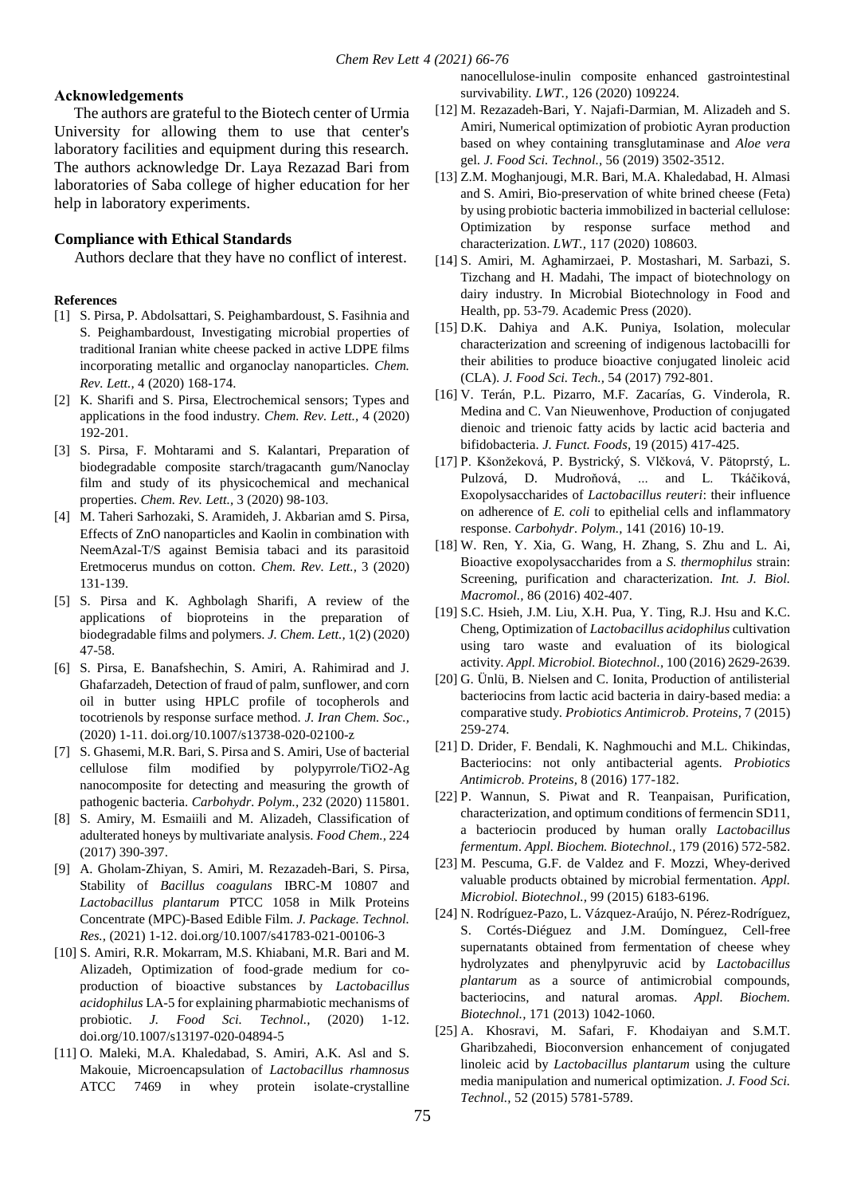## Acknowledgements

The authors are grateful to the Biotech center of Urmia University for allowing them to use that center's laboratory facilities and equipment during this research. The authors acknowledge Dr. Laya Rezazad Bari from laboratories of Saba college of higher education for her help in laboratory experiments.

## Compliance with Ethical Standards

Authors declare that they have no conflict of interest.

### References

[1] S. Pirsa, P. Abdolsattari, S. Peighambardoust, S. Fasihnia and S. Peighambardoust, Investigating microbial properties of traditional Iranian white cheese packed in active LDPE films incorporating metallic and organoclay nanoparticles. *Chem. Rev. Lett.*, 4 (2020) 168-174.

[2] K. Sharifi and S. Pirsa, Electrochemical sensors; Types and applications in the food industry. *Chem. Rev. Lett.*, 4 (2020) 192-201.

[3] S. Pirsa, F. Mohtarami and S. Kalantari, Preparation of biodegradable composite starch/tragacanth gum/Nanoclay film and study of its physicochemical and mechanical properties. *Chem. Rev. Lett.*, 3 (2020) 98-103.

[4] M. Taheri Sarhozaki, S. Aramideh, J. Akbarian amd S. Pirsa, Effects of ZnO nanoparticles and Kaolin in combination with NeemAzal-T/S against Bemisia tabaci and its parasitoid Eretmocerus mundus on cotton. *Chem. Rev. Lett.*, 3 (2020) 131-139.

[5] S. Pirsa and K. Aghbolagh Sharifi, A review of the applications of bioproteins in the preparation of biodegradable films and polymers. *J. Chem. Lett.*, 1(2) (2020) 47-58.

[6] S. Pirsa, E. Banafshechin, S. Amiri, A. Rahimirad and J. Ghafarzadeh, Detection of fraud of palm, sunflower, and corn oil in butter using HPLC profile of tocopherols and tocotrienols by response surface method. *J. Iran Chem. Soc.*, (2020) 1-11. doi.org/10.1007/s13738-020-02100-z

[7] S. Ghasemi, M.R. Bari, S. Pirsa and S. Amiri, Use of bacterial cellulose film modified by polypyrrole/TiO2-Ag nanocomposite for detecting and measuring the growth of pathogenic bacteria. *Carbohydr. Polym.*, 232 (2020) 115801.

[8] S. Amiry, M. Esmaiili and M. Alizadeh, Classification of adulterated honeys by multivariate analysis. *Food Chem.*, 224 (2017) 390-397.

[9] A. Gholam-Zhiyan, S. Amiri, M. Rezazadeh-Bari, S. Pirsa, Stability of *Bacillus coagulans* IBRC-M 10807 and *Lactobacillus plantarum* PTCC 1058 in Milk Proteins Concentrate (MPC)-Based Edible Film. *J. Package. Technol. Res.*, (2021) 1-12. doi.org/10.1007/s41783-021-00106-3

[10] S. Amiri, R.R. Mokarram, M.S. Khiabani, M.R. Bari and M. Alizadeh, Optimization of food-grade medium for co-production of bioactive substances by *Lactobacillus acidophilus* LA-5 for explaining pharmabiotic mechanisms of probiotic. *J. Food Sci. Technol.*, (2020) 1-12. doi.org/10.1007/s13197-020-04894-5

[11] O. Maleki, M.A. Khaledabad, S. Amiri, A.K. Asl and S. Makouie, Microencapsulation of *Lactobacillus rhamnosus* ATCC 7469 in whey protein isolate-crystalline nanocellulose-inulin composite enhanced gastrointestinal survivability. *LWT.*, 126 (2020) 109224.

[12] M. Rezazadeh-Bari, Y. Najafi-Darmian, M. Alizadeh and S. Amiri, Numerical optimization of probiotic Ayran production based on whey containing transglutaminase and *Aloe vera* gel. *J. Food Sci. Technol.*, 56 (2019) 3502-3512.

[13] Z.M. Moghanjougi, M.R. Bari, M.A. Khaledabad, H. Almasi and S. Amiri, Bio-preservation of white brined cheese (Feta) by using probiotic bacteria immobilized in bacterial cellulose: Optimization by response surface method and characterization. *LWT.*, 117 (2020) 108603.

[14] S. Amiri, M. Aghamirzaei, P. Mostashari, M. Sarbazi, S. Tizchang and H. Madahi, The impact of biotechnology on dairy industry. In Microbial Biotechnology in Food and Health, pp. 53-79. Academic Press (2020).

[15] D.K. Dahiya and A.K. Puniya, Isolation, molecular characterization and screening of indigenous lactobacilli for their abilities to produce bioactive conjugated linoleic acid (CLA). *J. Food Sci. Tech.*, 54 (2017) 792-801.

[16] V. Terán, P.L. Pizarro, M.F. Zacarías, G. Vinderola, R. Medina and C. Van Nieuwenhove, Production of conjugated dienoic and trienoic fatty acids by lactic acid bacteria and bifidobacteria. *J. Funct. Foods*, 19 (2015) 417-425.

[17] P. Kšonžeková, P. Bystrický, S. Vlčková, V. Pätoprstý, L. Pulzová, D. Mudroňová, ... and L. Tkáčiková, Exopolysaccharides of *Lactobacillus reuteri*: their influence on adherence of *E. coli* to epithelial cells and inflammatory response. *Carbohydr. Polym.*, 141 (2016) 10-19.

[18] W. Ren, Y. Xia, G. Wang, H. Zhang, S. Zhu and L. Ai, Bioactive exopolysaccharides from a *S. thermophilus* strain: Screening, purification and characterization. *Int. J. Biol. Macromol.*, 86 (2016) 402-407.

[19] S.C. Hsieh, J.M. Liu, X.H. Pua, Y. Ting, R.J. Hsu and K.C. Cheng, Optimization of *Lactobacillus acidophilus* cultivation using taro waste and evaluation of its biological activity. *Appl. Microbiol. Biotechnol.*, 100 (2016) 2629-2639.

[20] G. Ünlü, B. Nielsen and C. Ionita, Production of antilisterial bacteriocins from lactic acid bacteria in dairy-based media: a comparative study. *Probiotics Antimicrob. Proteins*, 7 (2015) 259-274.

[21] D. Drider, F. Bendali, K. Naghmouchi and M.L. Chikindas, Bacteriocins: not only antibacterial agents. *Probiotics Antimicrob. Proteins*, 8 (2016) 177-182.

[22] P. Wannun, S. Piwat and R. Teanpaisan, Purification, characterization, and optimum conditions of fermencin SD11, a bacteriocin produced by human orally *Lactobacillus fermentum*. *Appl. Biochem. Biotechnol.*, 179 (2016) 572-582.

[23] M. Pescuma, G.F. de Valdez and F. Mozzi, Whey-derived valuable products obtained by microbial fermentation. *Appl. Microbiol. Biotechnol.*, 99 (2015) 6183-6196.

[24] N. Rodríguez-Pazo, L. Vázquez-Araújo, N. Pérez-Rodríguez, S. Cortés-Diéguez and J.M. Domínguez, Cell-free supernatants obtained from fermentation of cheese whey hydrolyzates and phenylpyruvic acid by *Lactobacillus plantarum* as a source of antimicrobial compounds, bacteriocins, and natural aromas. *Appl. Biochem. Biotechnol.*, 171 (2013) 1042-1060.

[25] A. Khosravi, M. Safari, F. Khodaiyan and S.M.T. Gharibzahedi, Bioconversion enhancement of conjugated linoleic acid by *Lactobacillus plantarum* using the culture media manipulation and numerical optimization. *J. Food Sci. Technol.*, 52 (2015) 5781-5789.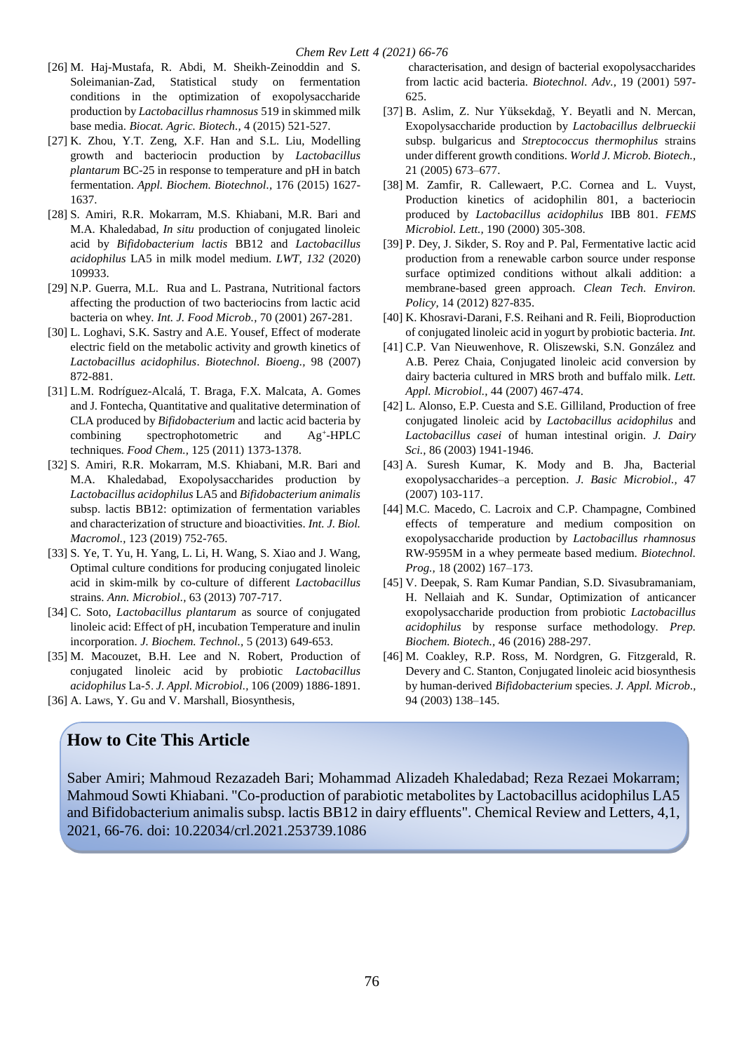[26] M. Haj-Mustafa, R. Abdi, M. Sheikh-Zeinoddin and S. Soleimanian-Zad, Statistical study on fermentation conditions in the optimization of exopolysaccharide production by *Lactobacillus rhamnosus* 519 in skimmed milk base media. *Biocat. Agric. Biotech.,* 4 (2015) 521-527.

[27] K. Zhou, Y.T. Zeng, X.F. Han and S.L. Liu, Modelling growth and bacteriocin production by *Lactobacillus plantarum* BC-25 in response to temperature and pH in batch fermentation. *Appl. Biochem. Biotechnol.,* 176 (2015) 1627-1637.

[28] S. Amiri, R.R. Mokarram, M.S. Khiabani, M.R. Bari and M.A. Khaledabad, *In situ* production of conjugated linoleic acid by *Bifidobacterium lactis* BB12 and *Lactobacillus acidophilus* LA5 in milk model medium. *LWT, 132* (2020) 109933.

[29] N.P. Guerra, M.L. Rua and L. Pastrana, Nutritional factors affecting the production of two bacteriocins from lactic acid bacteria on whey. *Int. J. Food Microb.,* 70 (2001) 267-281.

[30] L. Loghavi, S.K. Sastry and A.E. Yousef, Effect of moderate electric field on the metabolic activity and growth kinetics of *Lactobacillus acidophilus*. *Biotechnol. Bioeng.,* 98 (2007) 872-881.

[31] L.M. Rodríguez-Alcalá, T. Braga, F.X. Malcata, A. Gomes and J. Fontecha, Quantitative and qualitative determination of CLA produced by *Bifidobacterium* and lactic acid bacteria by combining spectrophotometric and $Ag^{+}$-HPLC techniques. *Food Chem.,* 125 (2011) 1373-1378.

[32] S. Amiri, R.R. Mokarram, M.S. Khiabani, M.R. Bari and M.A. Khaledabad, Exopolysaccharides production by *Lactobacillus acidophilus* LA5 and *Bifidobacterium animalis* subsp. lactis BB12: optimization of fermentation variables and characterization of structure and bioactivities. *Int. J. Biol. Macromol.,* 123 (2019) 752-765.

[33] S. Ye, T. Yu, H. Yang, L. Li, H. Wang, S. Xiao and J. Wang, Optimal culture conditions for producing conjugated linoleic acid in skim-milk by co-culture of different *Lactobacillus* strains. *Ann. Microbiol.,* 63 (2013) 707-717.

[34] C. Soto, *Lactobacillus plantarum* as source of conjugated linoleic acid: Effect of pH, incubation Temperature and inulin incorporation. *J. Biochem. Technol.,* 5 (2013) 649-653.

[35] M. Macouzet, B.H. Lee and N. Robert, Production of conjugated linoleic acid by probiotic *Lactobacillus acidophilus* La-5. *J. Appl. Microbiol.,* 106 (2009) 1886-1891.

[36] A. Laws, Y. Gu and V. Marshall, Biosynthesis, characterisation, and design of bacterial exopolysaccharides from lactic acid bacteria. *Biotechnol. Adv.,* 19 (2001) 597-625.

[37] B. Aslim, Z. Nur Yüksekdağ, Y. Beyatli and N. Mercan, Exopolysaccharide production by *Lactobacillus delbrueckii* subsp. bulgaricus and *Streptococcus thermophilus* strains under different growth conditions. *World J. Microb. Biotech.,* 21 (2005) 673–677.

[38] M. Zamfir, R. Callewaert, P.C. Cornea and L. Vuyst, Production kinetics of acidophilin 801, a bacteriocin produced by *Lactobacillus acidophilus* IBB 801. *FEMS Microbiol. Lett.,* 190 (2000) 305-308.

[39] P. Dey, J. Sikder, S. Roy and P. Pal, Fermentative lactic acid production from a renewable carbon source under response surface optimized conditions without alkali addition: a membrane-based green approach. *Clean Tech. Environ. Policy,* 14 (2012) 827-835.

[40] K. Khosravi-Darani, F.S. Reihani and R. Feili, Bioproduction of conjugated linoleic acid in yogurt by probiotic bacteria. *Int.*

[41] C.P. Van Nieuwenhove, R. Oliszewski, S.N. González and A.B. Perez Chaia, Conjugated linoleic acid conversion by dairy bacteria cultured in MRS broth and buffalo milk. *Lett. Appl. Microbiol.,* 44 (2007) 467-474.

[42] L. Alonso, E.P. Cuesta and S.E. Gilliland, Production of free conjugated linoleic acid by *Lactobacillus acidophilus* and *Lactobacillus casei* of human intestinal origin. *J. Dairy Sci.,* 86 (2003) 1941-1946.

[43] A. Suresh Kumar, K. Mody and B. Jha, Bacterial exopolysaccharides–a perception. *J. Basic Microbiol.,* 47 (2007) 103-117.

[44] M.C. Macedo, C. Lacroix and C.P. Champagne, Combined effects of temperature and medium composition on exopolysaccharide production by *Lactobacillus rhamnosus* RW-9595M in a whey permeate based medium. *Biotechnol. Prog.,* 18 (2002) 167–173.

[45] V. Deepak, S. Ram Kumar Pandian, S.D. Sivasubramaniam, H. Nellaiah and K. Sundar, Optimization of anticancer exopolysaccharide production from probiotic *Lactobacillus acidophilus* by response surface methodology. *Prep. Biochem. Biotech.,* 46 (2016) 288-297.

[46] M. Coakley, R.P. Ross, M. Nordgren, G. Fitzgerald, R. Devery and C. Stanton, Conjugated linoleic acid biosynthesis by human-derived *Bifidobacterium* species. *J. Appl. Microb.,* 94 (2003) 138–145.

## How to Cite This Article

Saber Amiri; Mahmoud Rezazadeh Bari; Mohammad Alizadeh Khaledabad; Reza Rezaei Mokarram; Mahmoud Sowti Khiabani. "Co-production of parabiotic metabolites by Lactobacillus acidophilus LA5 and Bifidobacterium animalis subsp. lactis BB12 in dairy effluents". Chemical Review and Letters, 4,1, 2021, 66-76. doi: 10.22034/crl.2021.253739.1086